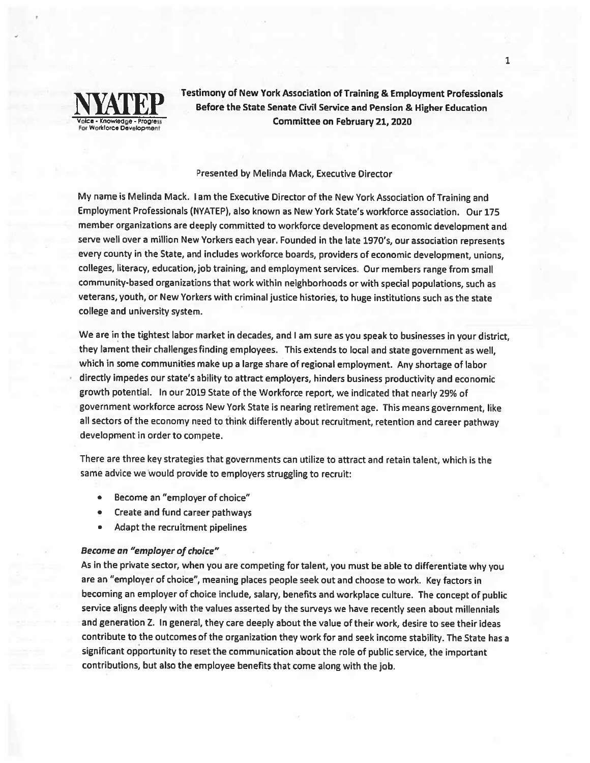NYATEP

Voice - Knowledge - Progress For Workforce Development

**Testimony of New York Association of Training & Employment Professionals Before the State Senate Civil Service and Pension & Higher Education Committee on February 21, 2020**

Presented by Melinda Mack, Executive Director

My name is Melinda Mack. I am the Executive Director of the New York Association of Training and Employment Professionals (NYATEP), also known as New York State's workforce association. Our 175 member organizations are deeply committed to workforce development as economic development and serve well over a million New Yorkers each year. Founded in the late 1970's, our association represents every county in the State, and includes workforce boards, providers of economic development, unions, colleges, literacy, education, job training, and employment services. Our members range from small community-based organizations that work within neighborhoods or with special populations, such as veterans, youth, or New Yorkers with criminal justice histories, to huge institutions such as the state college and university system.

We are in the tightest labor market in decades, and I am sure as you speak to businesses in your district, they lament their challenges finding employees. This extends to local and state government as well, which in some communities make up a large share of regional employment. Any shortage of labor directly impedes our state's ability to attract employers, hinders business productivity and economic growth potential. In our 2019 State of the Workforce report, we indicated that nearly 29% of government workforce across New York State is nearing retirement age. This means government, like all sectors of the economy need to think differently about recruitment, retention and career pathway development in order to compete.

There are three key strategies that governments can utilize to attract and retain talent, which is the same advice we would provide to employers struggling to recruit:

- Become an "employer of choice"
- Create and fund career pathways
- Adapt the recruitment pipelines

***Become an "employer of choice"***

As in the private sector, when you are competing for talent, you must be able to differentiate why you are an "employer of choice", meaning places people seek out and choose to work. Key factors in becoming an employer of choice include, salary, benefits and workplace culture. The concept of public service aligns deeply with the values asserted by the surveys we have recently seen about millennials and generation Z. In general, they care deeply about the value of their work, desire to see their ideas contribute to the outcomes of the organization they work for and seek income stability. The State has a significant opportunity to reset the communication about the role of public service, the important contributions, but also the employee benefits that come along with the job.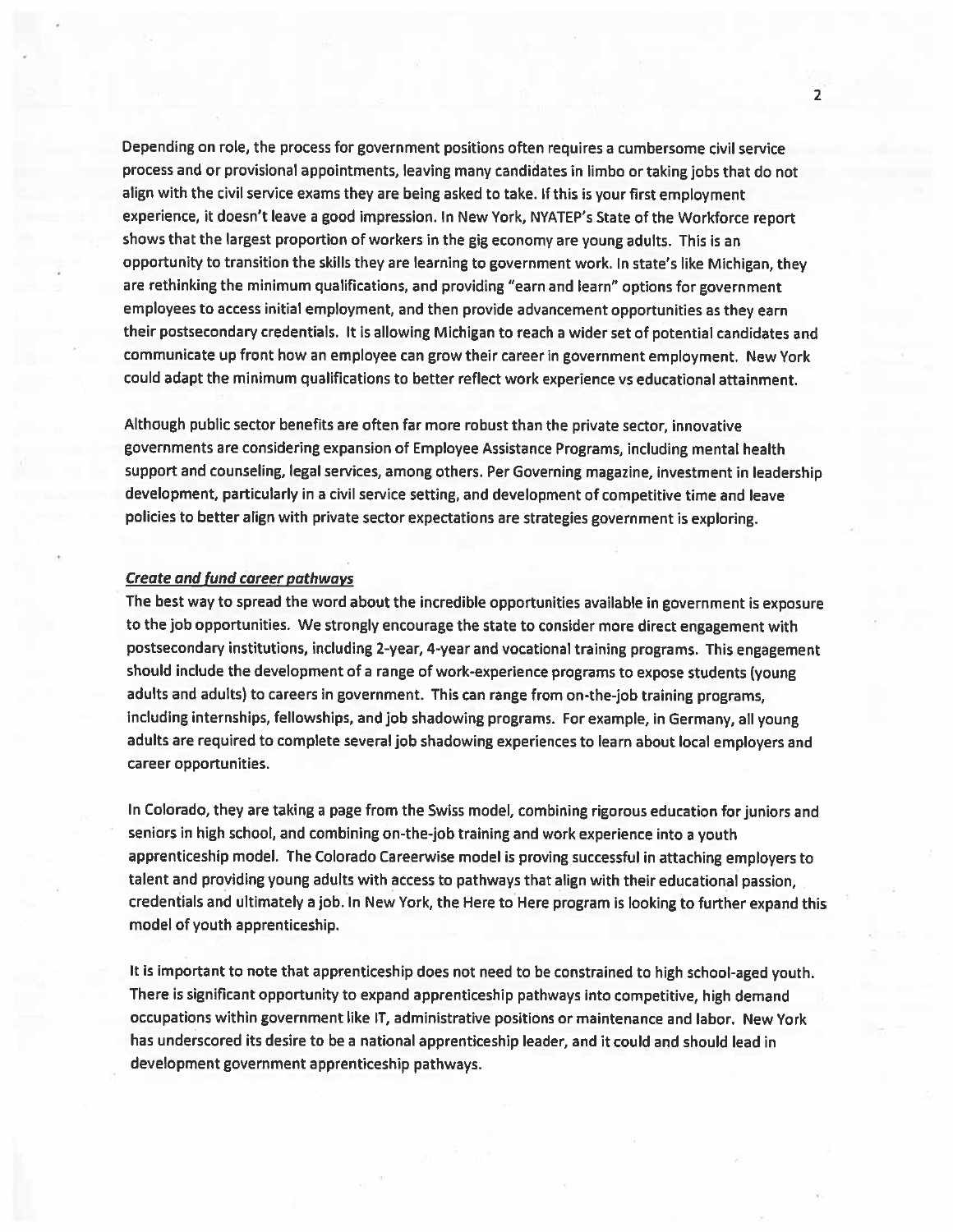Depending on role, the process for government positions often requires a cumbersome civil service process and or provisional appointments, leaving many candidates in limbo or taking jobs that do not align with the civil service exams they are being asked to take. If this is your first employment experience, it doesn't leave a good impression. In New York, NYATEP's State of the Workforce report shows that the largest proportion of workers in the gig economy are young adults. This is an opportunity to transition the skills they are learning to government work. In state's like Michigan, they are rethinking the minimum qualifications, and providing "earn and learn" options for government employees to access initial employment, and then provide advancement opportunities as they earn their postsecondary credentials. It is allowing Michigan to reach a wider set of potential candidates and communicate up front how an employee can grow their career in government employment. New York could adapt the minimum qualifications to better reflect work experience vs educational attainment.

Although public sector benefits are often far more robust than the private sector, innovative governments are considering expansion of Employee Assistance Programs, including mental health support and counseling, legal services, among others. Per Governing magazine, investment in leadership development, particularly in a civil service setting, and development of competitive time and leave policies to better align with private sector expectations are strategies government is exploring.

***Create and fund career pathways***

The best way to spread the word about the incredible opportunities available in government is exposure to the job opportunities. We strongly encourage the state to consider more direct engagement with postsecondary institutions, including 2-year, 4-year and vocational training programs. This engagement should include the development of a range of work-experience programs to expose students (young adults and adults) to careers in government. This can range from on-the-job training programs, including internships, fellowships, and job shadowing programs. For example, in Germany, all young adults are required to complete several job shadowing experiences to learn about local employers and career opportunities.

In Colorado, they are taking a page from the Swiss model, combining rigorous education for juniors and seniors in high school, and combining on-the-job training and work experience into a youth apprenticeship model. The Colorado Careerwise model is proving successful in attaching employers to talent and providing young adults with access to pathways that align with their educational passion, credentials and ultimately a job. In New York, the Here to Here program is looking to further expand this model of youth apprenticeship.

It is important to note that apprenticeship does not need to be constrained to high school-aged youth. There is significant opportunity to expand apprenticeship pathways into competitive, high demand occupations within government like IT, administrative positions or maintenance and labor. New York has underscored its desire to be a national apprenticeship leader, and it could and should lead in development government apprenticeship pathways.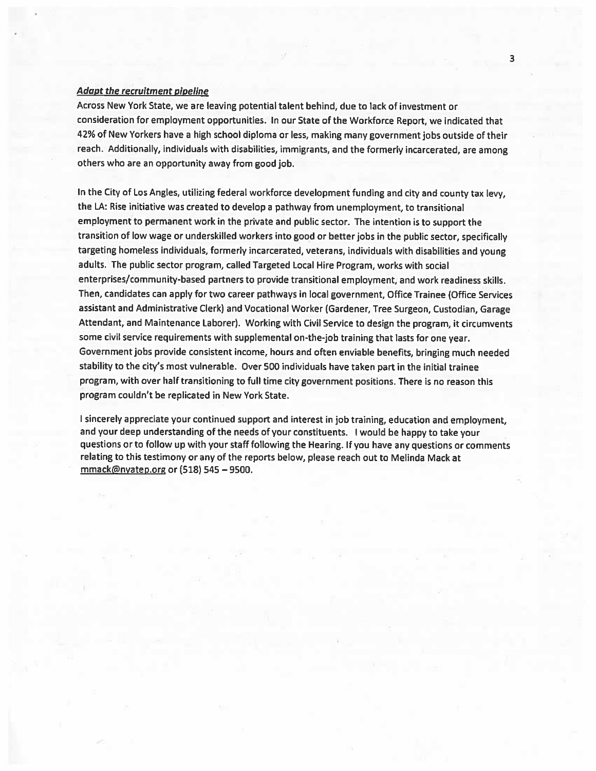***Adapt the recruitment pipeline***

Across New York State, we are leaving potential talent behind, due to lack of investment or consideration for employment opportunities. In our State of the Workforce Report, we indicated that 42% of New Yorkers have a high school diploma or less, making many government jobs outside of their reach. Additionally, individuals with disabilities, immigrants, and the formerly incarcerated, are among others who are an opportunity away from good job.

In the City of Los Angles, utilizing federal workforce development funding and city and county tax levy, the LA: Rise initiative was created to develop a pathway from unemployment, to transitional employment to permanent work in the private and public sector. The intention is to support the transition of low wage or underskilled workers into good or better jobs in the public sector, specifically targeting homeless individuals, formerly incarcerated, veterans, individuals with disabilities and young adults. The public sector program, called Targeted Local Hire Program, works with social enterprises/community-based partners to provide transitional employment, and work readiness skills. Then, candidates can apply for two career pathways in local government, Office Trainee (Office Services assistant and Administrative Clerk) and Vocational Worker (Gardener, Tree Surgeon, Custodian, Garage Attendant, and Maintenance Laborer). Working with Civil Service to design the program, it circumvents some civil service requirements with supplemental on-the-job training that lasts for one year. Government jobs provide consistent income, hours and often enviable benefits, bringing much needed stability to the city's most vulnerable. Over 500 individuals have taken part in the initial trainee program, with over half transitioning to full time city government positions. There is no reason this program couldn't be replicated in New York State.

I sincerely appreciate your continued support and interest in job training, education and employment, and your deep understanding of the needs of your constituents. I would be happy to take your questions or to follow up with your staff following the Hearing. If you have any questions or comments relating to this testimony or any of the reports below, please reach out to Melinda Mack at mmack@nyatep.org or (518) 545 – 9500.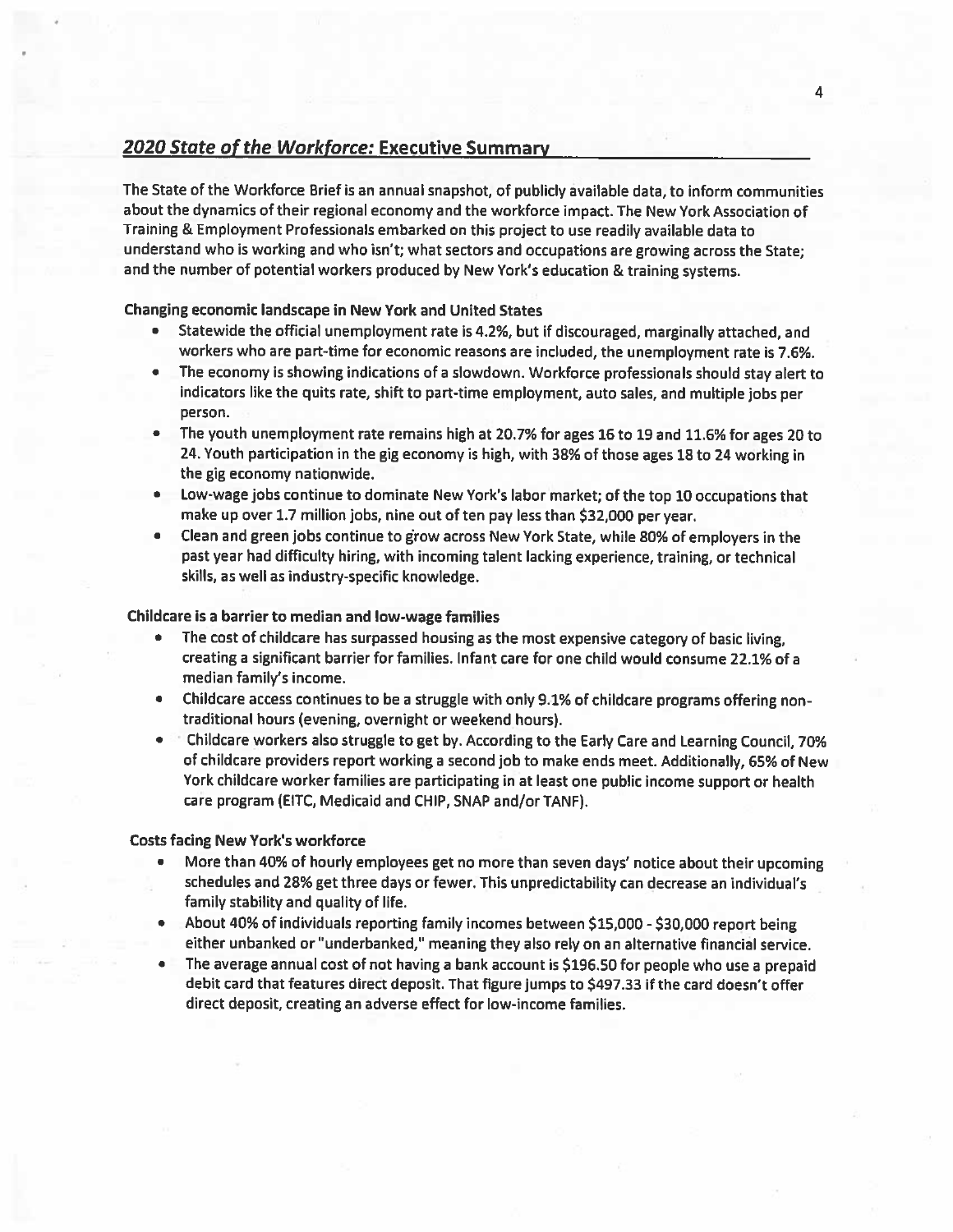## ***2020 State of the Workforce:* Executive Summary**

The State of the Workforce Brief is an annual snapshot, of publicly available data, to inform communities about the dynamics of their regional economy and the workforce impact. The New York Association of Training & Employment Professionals embarked on this project to use readily available data to understand who is working and who isn't; what sectors and occupations are growing across the State; and the number of potential workers produced by New York's education & training systems.

**Changing economic landscape in New York and United States**

- Statewide the official unemployment rate is 4.2%, but if discouraged, marginally attached, and workers who are part-time for economic reasons are included, the unemployment rate is 7.6%.
- The economy is showing indications of a slowdown. Workforce professionals should stay alert to indicators like the quits rate, shift to part-time employment, auto sales, and multiple jobs per person.
- The youth unemployment rate remains high at 20.7% for ages 16 to 19 and 11.6% for ages 20 to 24. Youth participation in the gig economy is high, with 38% of those ages 18 to 24 working in the gig economy nationwide.
- Low-wage jobs continue to dominate New York's labor market; of the top 10 occupations that make up over 1.7 million jobs, nine out of ten pay less than $32,000 per year.
- Clean and green jobs continue to grow across New York State, while 80% of employers in the past year had difficulty hiring, with incoming talent lacking experience, training, or technical skills, as well as industry-specific knowledge.

**Childcare is a barrier to median and low-wage families**

- The cost of childcare has surpassed housing as the most expensive category of basic living, creating a significant barrier for families. Infant care for one child would consume 22.1% of a median family's income.
- Childcare access continues to be a struggle with only 9.1% of childcare programs offering non-traditional hours (evening, overnight or weekend hours).
- Childcare workers also struggle to get by. According to the Early Care and Learning Council, 70% of childcare providers report working a second job to make ends meet. Additionally, 65% of New York childcare worker families are participating in at least one public income support or health care program (EITC, Medicaid and CHIP, SNAP and/or TANF).

**Costs facing New York's workforce**

- More than 40% of hourly employees get no more than seven days' notice about their upcoming schedules and 28% get three days or fewer. This unpredictability can decrease an individual's family stability and quality of life.
- About 40% of individuals reporting family incomes between $15,000 - $30,000 report being either unbanked or "underbanked," meaning they also rely on an alternative financial service.
- The average annual cost of not having a bank account is $196.50 for people who use a prepaid debit card that features direct deposit. That figure jumps to $497.33 if the card doesn't offer direct deposit, creating an adverse effect for low-income families.